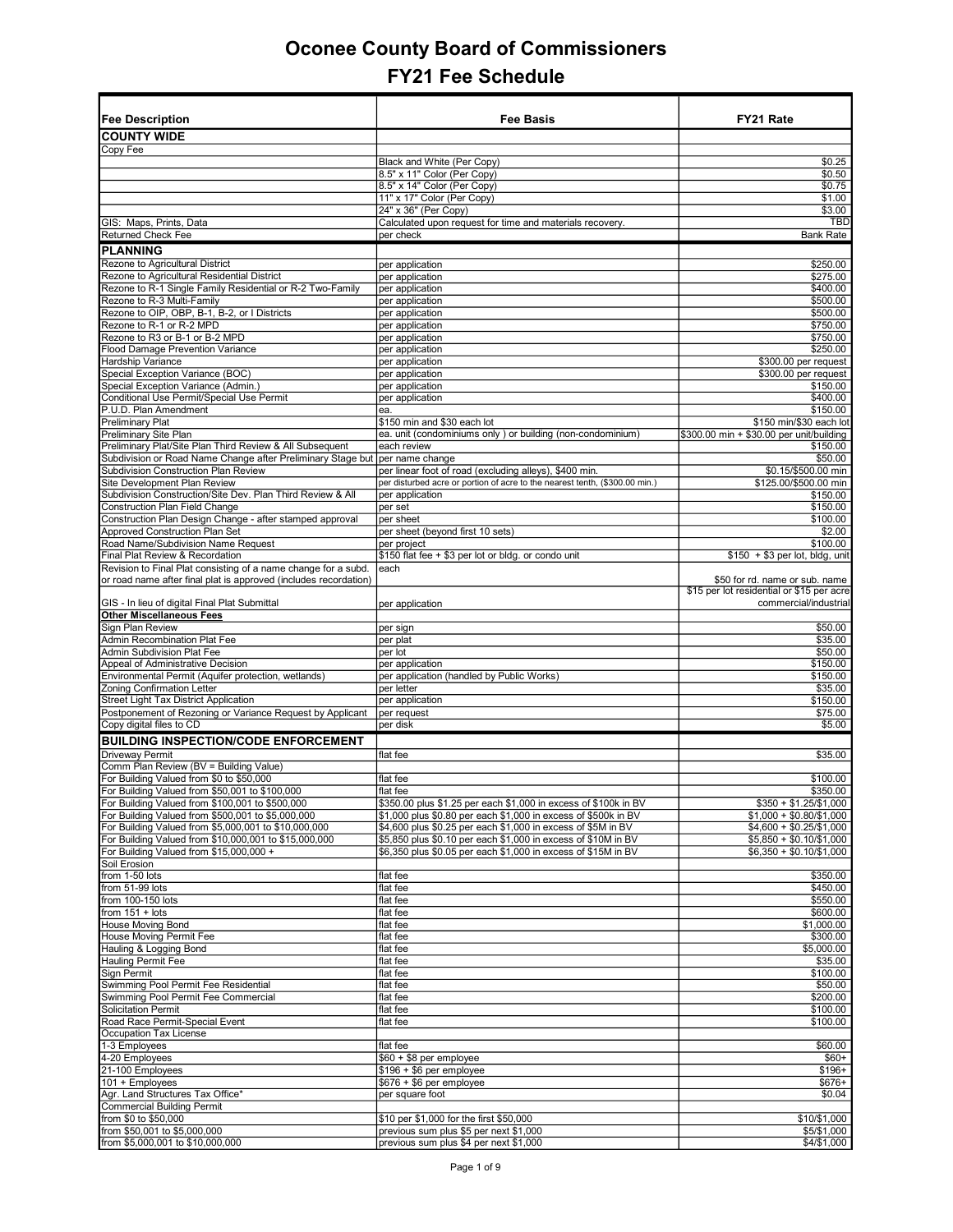# Oconee County Board of Commissioners
## FY21 Fee Schedule

| Fee Description | Fee Basis | FY21 Rate |
|---|---|---|
| **COUNTY WIDE** | | |
| Copy Fee | | |
| | Black and White (Per Copy) | $0.25 |
| | 8.5" x 11" Color (Per Copy) | $0.50 |
| | 8.5" x 14" Color (Per Copy) | $0.75 |
| | 11" x 17" Color (Per Copy) | $1.00 |
| | 24" x 36" (Per Copy) | $3.00 |
| GIS: Maps, Prints, Data | Calculated upon request for time and materials recovery. | TBD |
| Returned Check Fee | per check | Bank Rate |
| **PLANNING** | | |
| Rezone to Agricultural District | per application | $250.00 |
| Rezone to Agricultural Residential District | per application | $275.00 |
| Rezone to R-1 Single Family Residential or R-2 Two-Family | per application | $400.00 |
| Rezone to R-3 Multi-Family | per application | $500.00 |
| Rezone to OIP, OBP, B-1, B-2, or I Districts | per application | $500.00 |
| Rezone to R-1 or R-2 MPD | per application | $750.00 |
| Rezone to R3 or B-1 or B-2 MPD | per application | $750.00 |
| Flood Damage Prevention Variance | per application | $250.00 |
| Hardship Variance | per application | $300.00 per request |
| Special Exception Variance (BOC) | per application | $300.00 per request |
| Special Exception Variance (Admin.) | per application | $150.00 |
| Conditional Use Permit/Special Use Permit | per application | $400.00 |
| P.U.D. Plan Amendment | ea. | $150.00 |
| Preliminary Plat | $150 min and $30 each lot | $150 min/$30 each lot |
| Preliminary Site Plan | ea. unit (condominiums only ) or building (non-condominium) | $300.00 min + $30.00 per unit/building |
| Preliminary Plat/Site Plan Third Review & All Subsequent | each review | $150.00 |
| Subdivision or Road Name Change after Preliminary Stage but | per name change | $50.00 |
| Subdivision Construction Plan Review | per linear foot of road (excluding alleys), $400 min. | $0.15/$500.00 min |
| Site Development Plan Review | per disturbed acre or portion of acre to the nearest tenth, ($300.00 min.) | $125.00/$500.00 min |
| Subdivision Construction/Site Dev. Plan Third Review & All | per application | $150.00 |
| Construction Plan Field Change | per set | $150.00 |
| Construction Plan Design Change - after stamped approval | per sheet | $100.00 |
| Approved Construction Plan Set | per sheet (beyond first 10 sets) | $2.00 |
| Road Name/Subdivision Name Request | per project | $100.00 |
| Final Plat Review & Recordation | $150 flat fee + $3 per lot or bldg. or condo unit | $150 + $3 per lot, bldg, unit |
| Revision to Final Plat consisting of a name change for a subd. or road name after final plat is approved (includes recordation) | each | $50 for rd. name or sub. name |
| GIS - In lieu of digital Final Plat Submittal | per application | $15 per lot residential or $15 per acre commercial/industrial |
| **Other Miscellaneous Fees** | | |
| Sign Plan Review | per sign | $50.00 |
| Admin Recombination Plat Fee | per plat | $35.00 |
| Admin Subdivision Plat Fee | per lot | $50.00 |
| Appeal of Administrative Decision | per application | $150.00 |
| Environmental Permit (Aquifer protection, wetlands) | per application (handled by Public Works) | $150.00 |
| Zoning Confirmation Letter | per letter | $35.00 |
| Street Light Tax District Application | per application | $150.00 |
| Postponement of Rezoning or Variance Request by Applicant | per request | $75.00 |
| Copy digital files to CD | per disk | $5.00 |
| **BUILDING INSPECTION/CODE ENFORCEMENT** | | |
| Driveway Permit | flat fee | $35.00 |
| Comm Plan Review (BV = Building Value) | | |
| For Building Valued from $0 to $50,000 | flat fee | $100.00 |
| For Building Valued from $50,001 to $100,000 | flat fee | $350.00 |
| For Building Valued from $100,001 to $500,000 | $350.00 plus $1.25 per each $1,000 in excess of $100k in BV | $350 + $1.25/$1,000 |
| For Building Valued from $500,001 to $5,000,000 | $1,000 plus $0.80 per each $1,000 in excess of $500k in BV | $1,000 + $0.80/$1,000 |
| For Building Valued from $5,000,001 to $10,000,000 | $4,600 plus $0.25 per each $1,000 in excess of $5M in BV | $4,600 + $0.25/$1,000 |
| For Building Valued from $10,000,001 to $15,000,000 | $5,850 plus $0.10 per each $1,000 in excess of $10M in BV | $5,850 + $0.10/$1,000 |
| For Building Valued from $15,000,000 + | $6,350 plus $0.05 per each $1,000 in excess of $15M in BV | $6,350 + $0.10/$1,000 |
| Soil Erosion | | |
| from 1-50 lots | flat fee | $350.00 |
| from 51-99 lots | flat fee | $450.00 |
| from 100-150 lots | flat fee | $550.00 |
| from 151 + lots | flat fee | $600.00 |
| House Moving Bond | flat fee | $1,000.00 |
| House Moving Permit Fee | flat fee | $300.00 |
| Hauling & Logging Bond | flat fee | $5,000.00 |
| Hauling Permit Fee | flat fee | $35.00 |
| Sign Permit | flat fee | $100.00 |
| Swimming Pool Permit Fee Residential | flat fee | $50.00 |
| Swimming Pool Permit Fee Commercial | flat fee | $200.00 |
| Solicitation Permit | flat fee | $100.00 |
| Road Race Permit-Special Event | flat fee | $100.00 |
| Occupation Tax License | | |
| 1-3 Employees | flat fee | $60.00 |
| 4-20 Employees | $60 + $8 per employee | $60+ |
| 21-100 Employees | $196 + $6 per employee | $196+ |
| 101 + Employees | $676 + $6 per employee | $676+ |
| Agr. Land Structures Tax Office* | per square foot | $0.04 |
| Commercial Building Permit | | |
| from $0 to $50,000 | $10 per $1,000 for the first $50,000 | $10/$1,000 |
| from $50,001 to $5,000,000 | previous sum plus $5 per next $1,000 | $5/$1,000 |
| from $5,000,001 to $10,000,000 | previous sum plus $4 per next $1,000 | $4/$1,000 |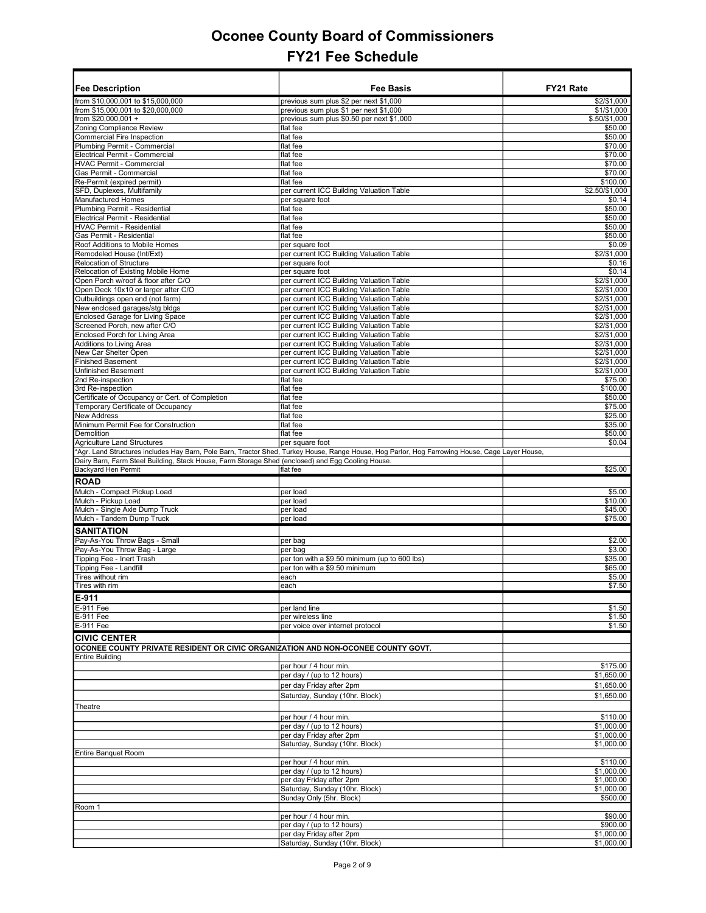# Oconee County Board of Commissioners

## FY21 Fee Schedule

| Fee Description | Fee Basis | FY21 Rate |
|---|---|---|
| from $10,000,001 to $15,000,000 | previous sum plus $2 per next $1,000 | $2/$1,000 |
| from $15,000,001 to $20,000,000 | previous sum plus $1 per next $1,000 | $1/$1,000 |
| from $20,000,001 + | previous sum plus $0.50 per next $1,000 | $.50/$1,000 |
| Zoning Compliance Review | flat fee | $50.00 |
| Commercial Fire Inspection | flat fee | $50.00 |
| Plumbing Permit - Commercial | flat fee | $70.00 |
| Electrical Permit - Commercial | flat fee | $70.00 |
| HVAC Permit - Commercial | flat fee | $70.00 |
| Gas Permit - Commercial | flat fee | $70.00 |
| Re-Permit (expired permit) | flat fee | $100.00 |
| SFD, Duplexes, Multifamily | per current ICC Building Valuation Table | $2.50/$1,000 |
| Manufactured Homes | per square foot | $0.14 |
| Plumbing Permit - Residential | flat fee | $50.00 |
| Electrical Permit - Residential | flat fee | $50.00 |
| HVAC Permit - Residential | flat fee | $50.00 |
| Gas Permit - Residential | flat fee | $50.00 |
| Roof Additions to Mobile Homes | per square foot | $0.09 |
| Remodeled House (Int/Ext) | per current ICC Building Valuation Table | $2/$1,000 |
| Relocation of Structure | per square foot | $0.16 |
| Relocation of Existing Mobile Home | per square foot | $0.14 |
| Open Porch w/roof & floor after C/O | per current ICC Building Valuation Table | $2/$1,000 |
| Open Deck 10x10 or larger after C/O | per current ICC Building Valuation Table | $2/$1,000 |
| Outbuildings open end (not farm) | per current ICC Building Valuation Table | $2/$1,000 |
| New enclosed garages/stg bldgs | per current ICC Building Valuation Table | $2/$1,000 |
| Enclosed Garage for Living Space | per current ICC Building Valuation Table | $2/$1,000 |
| Screened Porch, new after C/O | per current ICC Building Valuation Table | $2/$1,000 |
| Enclosed Porch for Living Area | per current ICC Building Valuation Table | $2/$1,000 |
| Additions to Living Area | per current ICC Building Valuation Table | $2/$1,000 |
| New Car Shelter Open | per current ICC Building Valuation Table | $2/$1,000 |
| Finished Basement | per current ICC Building Valuation Table | $2/$1,000 |
| Unfinished Basement | per current ICC Building Valuation Table | $2/$1,000 |
| 2nd Re-inspection | flat fee | $75.00 |
| 3rd Re-inspection | flat fee | $100.00 |
| Certificate of Occupancy or Cert. of Completion | flat fee | $50.00 |
| Temporary Certificate of Occupancy | flat fee | $75.00 |
| New Address | flat fee | $25.00 |
| Minimum Permit Fee for Construction | flat fee | $35.00 |
| Demolition | flat fee | $50.00 |
| Agriculture Land Structures | per square foot | $0.04 |
| *Agr. Land Structures includes Hay Barn, Pole Barn, Tractor Shed, Turkey House, Range House, Hog Parlor, Hog Farrowing House, Cage Layer House, Dairy Barn, Farm Steel Building, Stack House, Farm Storage Shed (enclosed) and Egg Cooling House. | | |
| Backyard Hen Permit | flat fee | $25.00 |
| **ROAD** | | |
| Mulch - Compact Pickup Load | per load | $5.00 |
| Mulch - Pickup Load | per load | $10.00 |
| Mulch - Single Axle Dump Truck | per load | $45.00 |
| Mulch - Tandem Dump Truck | per load | $75.00 |
| **SANITATION** | | |
| Pay-As-You Throw Bags - Small | per bag | $2.00 |
| Pay-As-You Throw Bag - Large | per bag | $3.00 |
| Tipping Fee - Inert Trash | per ton with a $9.50 minimum (up to 600 lbs) | $35.00 |
| Tipping Fee - Landfill | per ton with a $9.50 minimum | $65.00 |
| Tires without rim | each | $5.00 |
| Tires with rim | each | $7.50 |
| **E-911** | | |
| E-911 Fee | per land line | $1.50 |
| E-911 Fee | per wireless line | $1.50 |
| E-911 Fee | per voice over internet protocol | $1.50 |
| **CIVIC CENTER** | | |
| **OCONEE COUNTY PRIVATE RESIDENT OR CIVIC ORGANIZATION AND NON-OCONEE COUNTY GOVT.** | | |
| Entire Building | | |
| | per hour / 4 hour min. | $175.00 |
| | per day / (up to 12 hours) | $1,650.00 |
| | per day Friday after 2pm | $1,650.00 |
| | Saturday, Sunday (10hr. Block) | $1,650.00 |
| Theatre | | |
| | per hour / 4 hour min. | $110.00 |
| | per day / (up to 12 hours) | $1,000.00 |
| | per day Friday after 2pm | $1,000.00 |
| | Saturday, Sunday (10hr. Block) | $1,000.00 |
| Entire Banquet Room | | |
| | per hour / 4 hour min. | $110.00 |
| | per day / (up to 12 hours) | $1,000.00 |
| | per day Friday after 2pm | $1,000.00 |
| | Saturday, Sunday (10hr. Block) | $1,000.00 |
| | Sunday Only (5hr. Block) | $500.00 |
| Room 1 | | |
| | per hour / 4 hour min. | $90.00 |
| | per day / (up to 12 hours) | $900.00 |
| | per day Friday after 2pm | $1,000.00 |
| | Saturday, Sunday (10hr. Block) | $1,000.00 |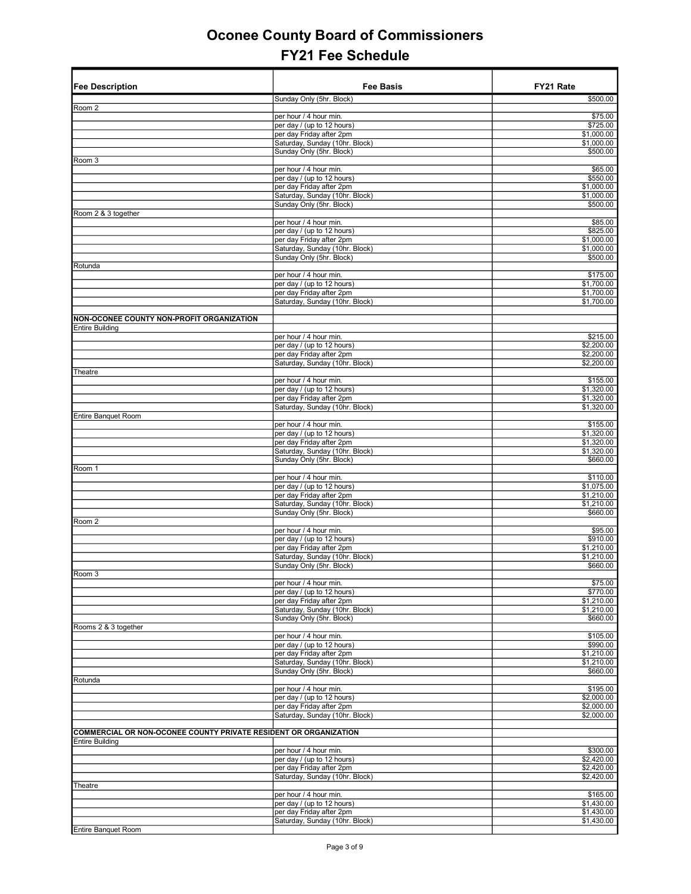# Oconee County Board of Commissioners

## FY21 Fee Schedule

| Fee Description | Fee Basis | FY21 Rate |
|---|---|---|
| | Sunday Only (5hr. Block) | $500.00 |
| Room 2 | | |
| | per hour / 4 hour min. | $75.00 |
| | per day / (up to 12 hours) | $725.00 |
| | per day Friday after 2pm | $1,000.00 |
| | Saturday, Sunday (10hr. Block) | $1,000.00 |
| | Sunday Only (5hr. Block) | $500.00 |
| Room 3 | | |
| | per hour / 4 hour min. | $65.00 |
| | per day / (up to 12 hours) | $550.00 |
| | per day Friday after 2pm | $1,000.00 |
| | Saturday, Sunday (10hr. Block) | $1,000.00 |
| | Sunday Only (5hr. Block) | $500.00 |
| Room 2 & 3 together | | |
| | per hour / 4 hour min. | $85.00 |
| | per day / (up to 12 hours) | $825.00 |
| | per day Friday after 2pm | $1,000.00 |
| | Saturday, Sunday (10hr. Block) | $1,000.00 |
| | Sunday Only (5hr. Block) | $500.00 |
| Rotunda | | |
| | per hour / 4 hour min. | $175.00 |
| | per day / (up to 12 hours) | $1,700.00 |
| | per day Friday after 2pm | $1,700.00 |
| | Saturday, Sunday (10hr. Block) | $1,700.00 |
| | | |
| **NON-OCONEE COUNTY NON-PROFIT ORGANIZATION** | | |
| Entire Building | | |
| | per hour / 4 hour min. | $215.00 |
| | per day / (up to 12 hours) | $2,200.00 |
| | per day Friday after 2pm | $2,200.00 |
| | Saturday, Sunday (10hr. Block) | $2,200.00 |
| Theatre | | |
| | per hour / 4 hour min. | $155.00 |
| | per day / (up to 12 hours) | $1,320.00 |
| | per day Friday after 2pm | $1,320.00 |
| | Saturday, Sunday (10hr. Block) | $1,320.00 |
| Entire Banquet Room | | |
| | per hour / 4 hour min. | $155.00 |
| | per day / (up to 12 hours) | $1,320.00 |
| | per day Friday after 2pm | $1,320.00 |
| | Saturday, Sunday (10hr. Block) | $1,320.00 |
| | Sunday Only (5hr. Block) | $660.00 |
| Room 1 | | |
| | per hour / 4 hour min. | $110.00 |
| | per day / (up to 12 hours) | $1,075.00 |
| | per day Friday after 2pm | $1,210.00 |
| | Saturday, Sunday (10hr. Block) | $1,210.00 |
| | Sunday Only (5hr. Block) | $660.00 |
| Room 2 | | |
| | per hour / 4 hour min. | $95.00 |
| | per day / (up to 12 hours) | $910.00 |
| | per day Friday after 2pm | $1,210.00 |
| | Saturday, Sunday (10hr. Block) | $1,210.00 |
| | Sunday Only (5hr. Block) | $660.00 |
| Room 3 | | |
| | per hour / 4 hour min. | $75.00 |
| | per day / (up to 12 hours) | $770.00 |
| | per day Friday after 2pm | $1,210.00 |
| | Saturday, Sunday (10hr. Block) | $1,210.00 |
| | Sunday Only (5hr. Block) | $660.00 |
| Rooms 2 & 3 together | | |
| | per hour / 4 hour min. | $105.00 |
| | per day / (up to 12 hours) | $990.00 |
| | per day Friday after 2pm | $1,210.00 |
| | Saturday, Sunday (10hr. Block) | $1,210.00 |
| | Sunday Only (5hr. Block) | $660.00 |
| Rotunda | | |
| | per hour / 4 hour min. | $195.00 |
| | per day / (up to 12 hours) | $2,000.00 |
| | per day Friday after 2pm | $2,000.00 |
| | Saturday, Sunday (10hr. Block) | $2,000.00 |
| | | |
| **COMMERCIAL OR NON-OCONEE COUNTY PRIVATE RESIDENT OR ORGANIZATION** | | |
| Entire Building | | |
| | per hour / 4 hour min. | $300.00 |
| | per day / (up to 12 hours) | $2,420.00 |
| | per day Friday after 2pm | $2,420.00 |
| | Saturday, Sunday (10hr. Block) | $2,420.00 |
| Theatre | | |
| | per hour / 4 hour min. | $165.00 |
| | per day / (up to 12 hours) | $1,430.00 |
| | per day Friday after 2pm | $1,430.00 |
| | Saturday, Sunday (10hr. Block) | $1,430.00 |
| Entire Banquet Room | | |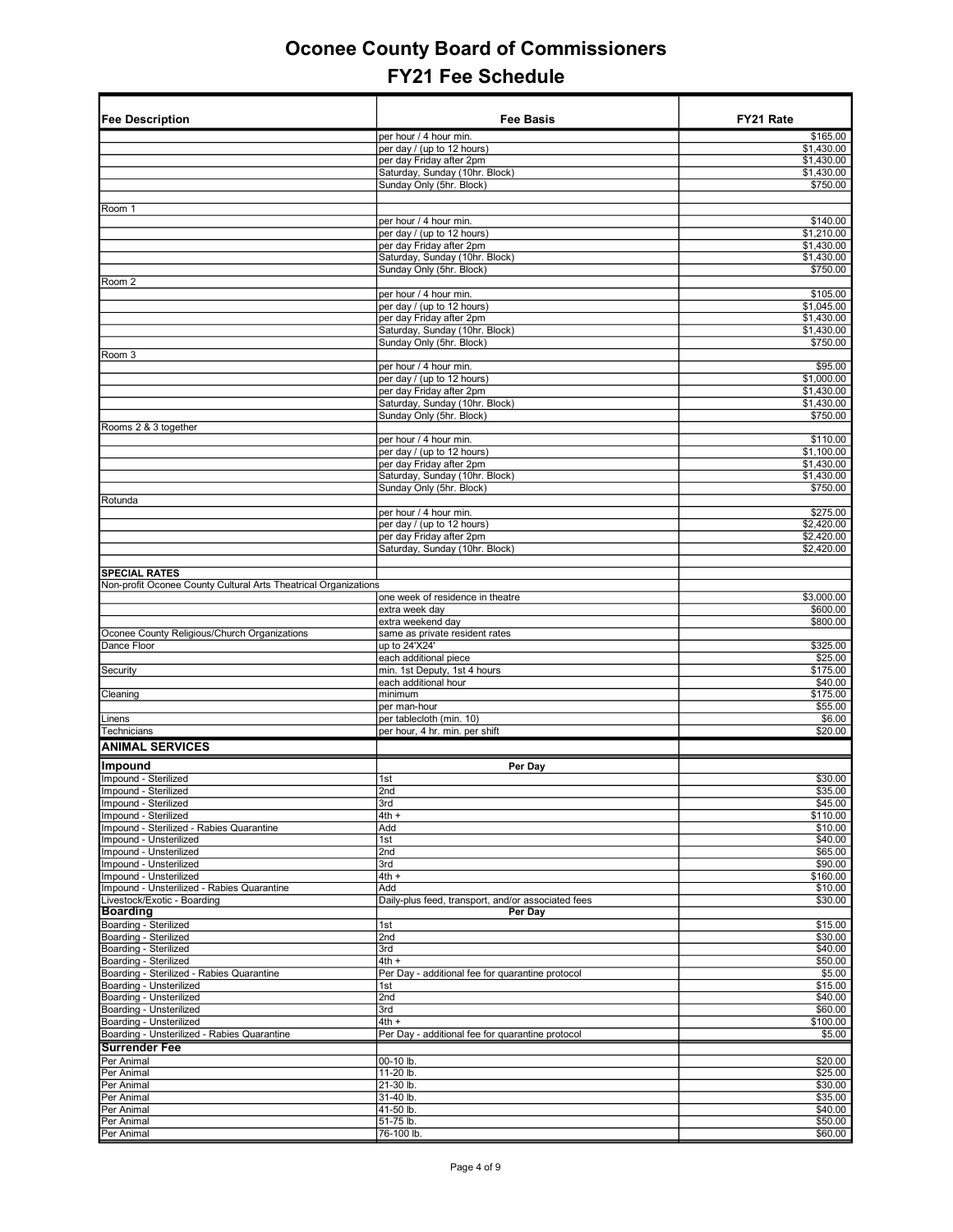# Oconee County Board of Commissioners

## FY21 Fee Schedule

| Fee Description | Fee Basis | FY21 Rate |
|---|---|---|
| | per hour / 4 hour min. | $165.00 |
| | per day / (up to 12 hours) | $1,430.00 |
| | per day Friday after 2pm | $1,430.00 |
| | Saturday, Sunday (10hr. Block) | $1,430.00 |
| | Sunday Only (5hr. Block) | $750.00 |
| | | |
| Room 1 | | |
| | per hour / 4 hour min. | $140.00 |
| | per day / (up to 12 hours) | $1,210.00 |
| | per day Friday after 2pm | $1,430.00 |
| | Saturday, Sunday (10hr. Block) | $1,430.00 |
| | Sunday Only (5hr. Block) | $750.00 |
| Room 2 | | |
| | per hour / 4 hour min. | $105.00 |
| | per day / (up to 12 hours) | $1,045.00 |
| | per day Friday after 2pm | $1,430.00 |
| | Saturday, Sunday (10hr. Block) | $1,430.00 |
| | Sunday Only (5hr. Block) | $750.00 |
| Room 3 | | |
| | per hour / 4 hour min. | $95.00 |
| | per day / (up to 12 hours) | $1,000.00 |
| | per day Friday after 2pm | $1,430.00 |
| | Saturday, Sunday (10hr. Block) | $1,430.00 |
| | Sunday Only (5hr. Block) | $750.00 |
| Rooms 2 & 3 together | | |
| | per hour / 4 hour min. | $110.00 |
| | per day / (up to 12 hours) | $1,100.00 |
| | per day Friday after 2pm | $1,430.00 |
| | Saturday, Sunday (10hr. Block) | $1,430.00 |
| | Sunday Only (5hr. Block) | $750.00 |
| Rotunda | | |
| | per hour / 4 hour min. | $275.00 |
| | per day / (up to 12 hours) | $2,420.00 |
| | per day Friday after 2pm | $2,420.00 |
| | Saturday, Sunday (10hr. Block) | $2,420.00 |
| | | |
| **SPECIAL RATES** | | |
| Non-profit Oconee County Cultural Arts Theatrical Organizations | | |
| | one week of residence in theatre | $3,000.00 |
| | extra week day | $600.00 |
| | extra weekend day | $800.00 |
| Oconee County Religious/Church Organizations | same as private resident rates | |
| Dance Floor | up to 24'X24' | $325.00 |
| | each additional piece | $25.00 |
| Security | min. 1st Deputy, 1st 4 hours | $175.00 |
| | each additional hour | $40.00 |
| Cleaning | minimum | $175.00 |
| | per man-hour | $55.00 |
| Linens | per tablecloth (min. 10) | $6.00 |
| Technicians | per hour, 4 hr. min. per shift | $20.00 |
| **ANIMAL SERVICES** | | |
| **Impound** | **Per Day** | |
| Impound - Sterilized | 1st | $30.00 |
| Impound - Sterilized | 2nd | $35.00 |
| Impound - Sterilized | 3rd | $45.00 |
| Impound - Sterilized | 4th + | $110.00 |
| Impound - Sterilized - Rabies Quarantine | Add | $10.00 |
| Impound - Unsterilized | 1st | $40.00 |
| Impound - Unsterilized | 2nd | $65.00 |
| Impound - Unsterilized | 3rd | $90.00 |
| Impound - Unsterilized | 4th + | $160.00 |
| Impound - Unsterilized - Rabies Quarantine | Add | $10.00 |
| Livestock/Exotic - Boarding | Daily-plus feed, transport, and/or associated fees | $30.00 |
| **Boarding** | **Per Day** | |
| Boarding - Sterilized | 1st | $15.00 |
| Boarding - Sterilized | 2nd | $30.00 |
| Boarding - Sterilized | 3rd | $40.00 |
| Boarding - Sterilized | 4th + | $50.00 |
| Boarding - Sterilized - Rabies Quarantine | Per Day - additional fee for quarantine protocol | $5.00 |
| Boarding - Unsterilized | 1st | $15.00 |
| Boarding - Unsterilized | 2nd | $40.00 |
| Boarding - Unsterilized | 3rd | $60.00 |
| Boarding - Unsterilized | 4th + | $100.00 |
| Boarding - Unsterilized - Rabies Quarantine | Per Day - additional fee for quarantine protocol | $5.00 |
| **Surrender Fee** | | |
| Per Animal | 00-10 lb. | $20.00 |
| Per Animal | 11-20 lb. | $25.00 |
| Per Animal | 21-30 lb. | $30.00 |
| Per Animal | 31-40 lb. | $35.00 |
| Per Animal | 41-50 lb. | $40.00 |
| Per Animal | 51-75 lb. | $50.00 |
| Per Animal | 76-100 lb. | $60.00 |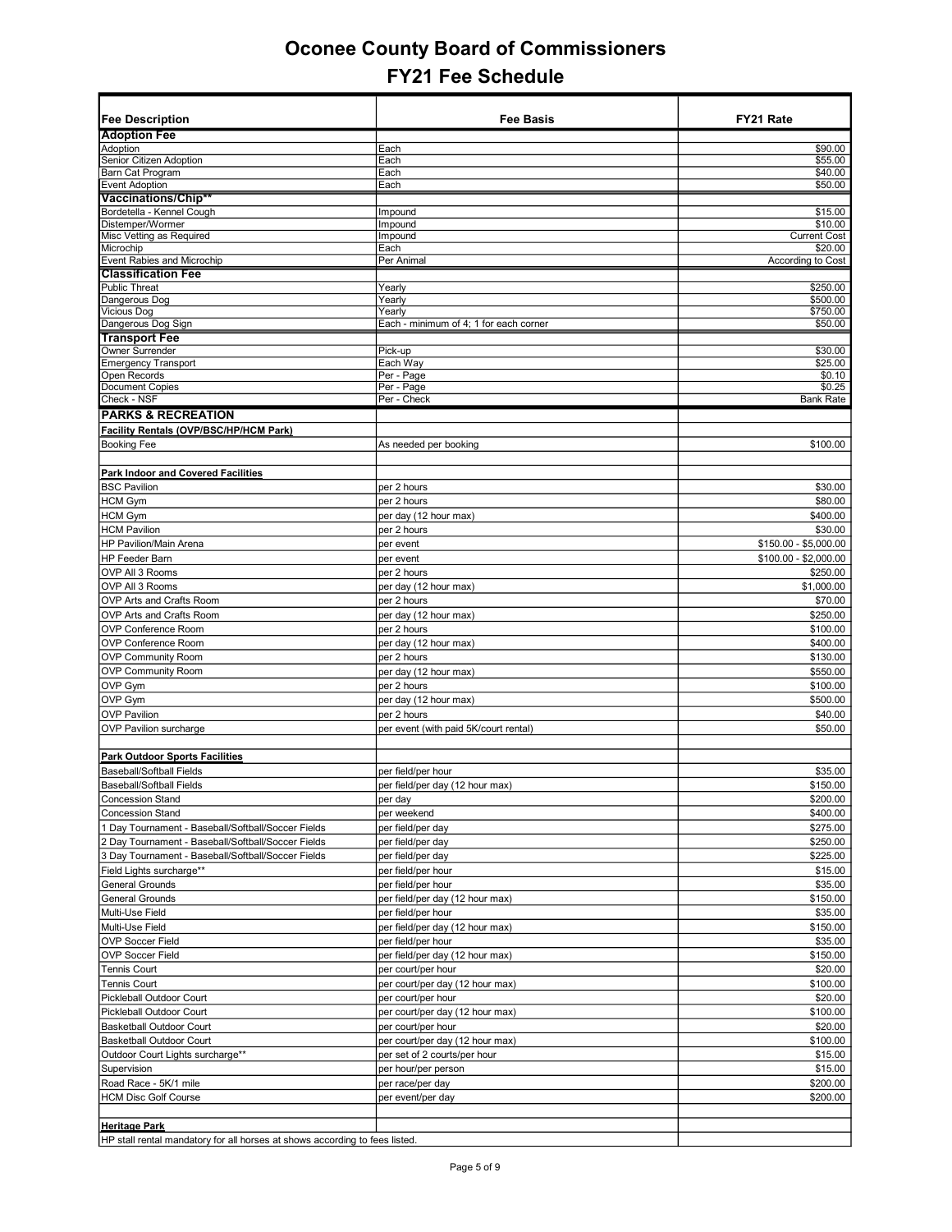# Oconee County Board of Commissioners

## FY21 Fee Schedule

| Fee Description | Fee Basis | FY21 Rate |
|---|---|---|
| **Adoption Fee** | | |
| Adoption | Each | $90.00 |
| Senior Citizen Adoption | Each | $55.00 |
| Barn Cat Program | Each | $40.00 |
| Event Adoption | Each | $50.00 |
| **Vaccinations/Chip**** | | |
| Bordetella - Kennel Cough | Impound | $15.00 |
| Distemper/Wormer | Impound | $10.00 |
| Misc Vetting as Required | Impound | Current Cost |
| Microchip | Each | $20.00 |
| Event Rabies and Microchip | Per Animal | According to Cost |
| **Classification Fee** | | |
| Public Threat | Yearly | $250.00 |
| Dangerous Dog | Yearly | $500.00 |
| Vicious Dog | Yearly | $750.00 |
| Dangerous Dog Sign | Each - minimum of 4; 1 for each corner | $50.00 |
| **Transport Fee** | | |
| Owner Surrender | Pick-up | $30.00 |
| Emergency Transport | Each Way | $25.00 |
| Open Records | Per - Page | $0.10 |
| Document Copies | Per - Page | $0.25 |
| Check - NSF | Per - Check | Bank Rate |
| **PARKS & RECREATION** | | |
| **Facility Rentals (OVP/BSC/HP/HCM Park)** | | |
| Booking Fee | As needed per booking | $100.00 |
| | | |
| **Park Indoor and Covered Facilities** | | |
| BSC Pavilion | per 2 hours | $30.00 |
| HCM Gym | per 2 hours | $80.00 |
| HCM Gym | per day (12 hour max) | $400.00 |
| HCM Pavilion | per 2 hours | $30.00 |
| HP Pavilion/Main Arena | per event | $150.00 - $5,000.00 |
| HP Feeder Barn | per event | $100.00 - $2,000.00 |
| OVP All 3 Rooms | per 2 hours | $250.00 |
| OVP All 3 Rooms | per day (12 hour max) | $1,000.00 |
| OVP Arts and Crafts Room | per 2 hours | $70.00 |
| OVP Arts and Crafts Room | per day (12 hour max) | $250.00 |
| OVP Conference Room | per 2 hours | $100.00 |
| OVP Conference Room | per day (12 hour max) | $400.00 |
| OVP Community Room | per 2 hours | $130.00 |
| OVP Community Room | per day (12 hour max) | $550.00 |
| OVP Gym | per 2 hours | $100.00 |
| OVP Gym | per day (12 hour max) | $500.00 |
| OVP Pavilion | per 2 hours | $40.00 |
| OVP Pavilion surcharge | per event (with paid 5K/court rental) | $50.00 |
| | | |
| **Park Outdoor Sports Facilities** | | |
| Baseball/Softball Fields | per field/per hour | $35.00 |
| Baseball/Softball Fields | per field/per day (12 hour max) | $150.00 |
| Concession Stand | per day | $200.00 |
| Concession Stand | per weekend | $400.00 |
| 1 Day Tournament - Baseball/Softball/Soccer Fields | per field/per day | $275.00 |
| 2 Day Tournament - Baseball/Softball/Soccer Fields | per field/per day | $250.00 |
| 3 Day Tournament - Baseball/Softball/Soccer Fields | per field/per day | $225.00 |
| Field Lights surcharge** | per field/per hour | $15.00 |
| General Grounds | per field/per hour | $35.00 |
| General Grounds | per field/per day (12 hour max) | $150.00 |
| Multi-Use Field | per field/per hour | $35.00 |
| Multi-Use Field | per field/per day (12 hour max) | $150.00 |
| OVP Soccer Field | per field/per hour | $35.00 |
| OVP Soccer Field | per field/per day (12 hour max) | $150.00 |
| Tennis Court | per court/per hour | $20.00 |
| Tennis Court | per court/per day (12 hour max) | $100.00 |
| Pickleball Outdoor Court | per court/per hour | $20.00 |
| Pickleball Outdoor Court | per court/per day (12 hour max) | $100.00 |
| Basketball Outdoor Court | per court/per hour | $20.00 |
| Basketball Outdoor Court | per court/per day (12 hour max) | $100.00 |
| Outdoor Court Lights surcharge** | per set of 2 courts/per hour | $15.00 |
| Supervision | per hour/per person | $15.00 |
| Road Race - 5K/1 mile | per race/per day | $200.00 |
| HCM Disc Golf Course | per event/per day | $200.00 |
| | | |
| **Heritage Park** | | |
| HP stall rental mandatory for all horses at shows according to fees listed. | | |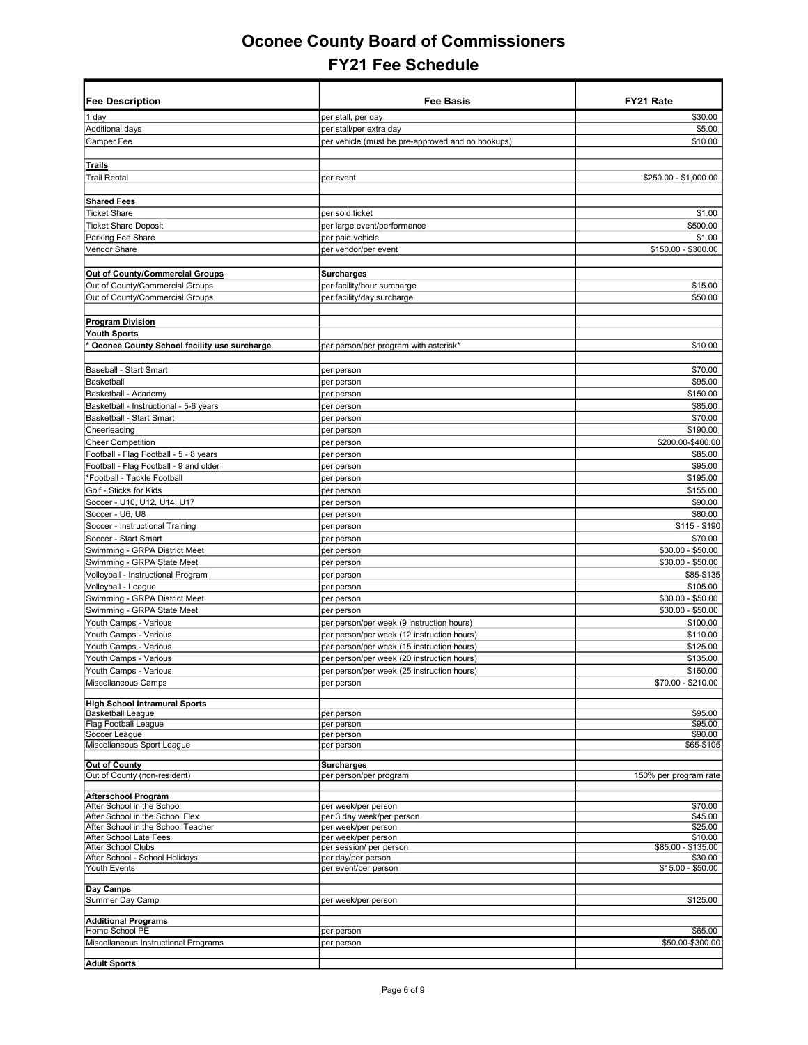# Oconee County Board of Commissioners
## FY21 Fee Schedule

| Fee Description | Fee Basis | FY21 Rate |
|---|---|---|
| 1 day | per stall, per day | $30.00 |
| Additional days | per stall/per extra day | $5.00 |
| Camper Fee | per vehicle (must be pre-approved and no hookups) | $10.00 |
| | | |
| **Trails** | | |
| Trail Rental | per event | $250.00 - $1,000.00 |
| | | |
| **Shared Fees** | | |
| Ticket Share | per sold ticket | $1.00 |
| Ticket Share Deposit | per large event/performance | $500.00 |
| Parking Fee Share | per paid vehicle | $1.00 |
| Vendor Share | per vendor/per event | $150.00 - $300.00 |
| | | |
| **Out of County/Commercial Groups** | **Surcharges** | |
| Out of County/Commercial Groups | per facility/hour surcharge | $15.00 |
| Out of County/Commercial Groups | per facility/day surcharge | $50.00 |
| | | |
| **Program Division** | | |
| **Youth Sports** | | |
| **\* Oconee County School facility use surcharge** | per person/per program with asterisk* | $10.00 |
| | | |
| Baseball - Start Smart | per person | $70.00 |
| Basketball | per person | $95.00 |
| Basketball - Academy | per person | $150.00 |
| Basketball - Instructional - 5-6 years | per person | $85.00 |
| Basketball - Start Smart | per person | $70.00 |
| Cheerleading | per person | $190.00 |
| Cheer Competition | per person | $200.00-$400.00 |
| Football - Flag Football - 5 - 8 years | per person | $85.00 |
| Football - Flag Football - 9 and older | per person | $95.00 |
| *Football - Tackle Football | per person | $195.00 |
| Golf - Sticks for Kids | per person | $155.00 |
| Soccer - U10, U12, U14, U17 | per person | $90.00 |
| Soccer - U6, U8 | per person | $80.00 |
| Soccer - Instructional Training | per person | $115 - $190 |
| Soccer - Start Smart | per person | $70.00 |
| Swimming - GRPA District Meet | per person | $30.00 - $50.00 |
| Swimming - GRPA State Meet | per person | $30.00 - $50.00 |
| Volleyball - Instructional Program | per person | $85-$135 |
| Volleyball - League | per person | $105.00 |
| Swimming - GRPA District Meet | per person | $30.00 - $50.00 |
| Swimming - GRPA State Meet | per person | $30.00 - $50.00 |
| Youth Camps - Various | per person/per week (9 instruction hours) | $100.00 |
| Youth Camps - Various | per person/per week (12 instruction hours) | $110.00 |
| Youth Camps - Various | per person/per week (15 instruction hours) | $125.00 |
| Youth Camps - Various | per person/per week (20 instruction hours) | $135.00 |
| Youth Camps - Various | per person/per week (25 instruction hours) | $160.00 |
| Miscellaneous Camps | per person | $70.00 - $210.00 |
| | | |
| **High School Intramural Sports** | | |
| Basketball League | per person | $95.00 |
| Flag Football League | per person | $95.00 |
| Soccer League | per person | $90.00 |
| Miscellaneous Sport League | per person | $65-$105 |
| | | |
| **Out of County** | **Surcharges** | |
| Out of County (non-resident) | per person/per program | 150% per program rate |
| | | |
| **Afterschool Program** | | |
| After School in the School | per week/per person | $70.00 |
| After School in the School Flex | per 3 day week/per person | $45.00 |
| After School in the School Teacher | per week/per person | $25.00 |
| After School Late Fees | per week/per person | $10.00 |
| After School Clubs | per session/ per person | $85.00 - $135.00 |
| After School - School Holidays | per day/per person | $30.00 |
| Youth Events | per event/per person | $15.00 - $50.00 |
| | | |
| **Day Camps** | | |
| Summer Day Camp | per week/per person | $125.00 |
| | | |
| **Additional Programs** | | |
| Home School PE | per person | $65.00 |
| Miscellaneous Instructional Programs | per person | $50.00-$300.00 |
| | | |
| **Adult Sports** | | |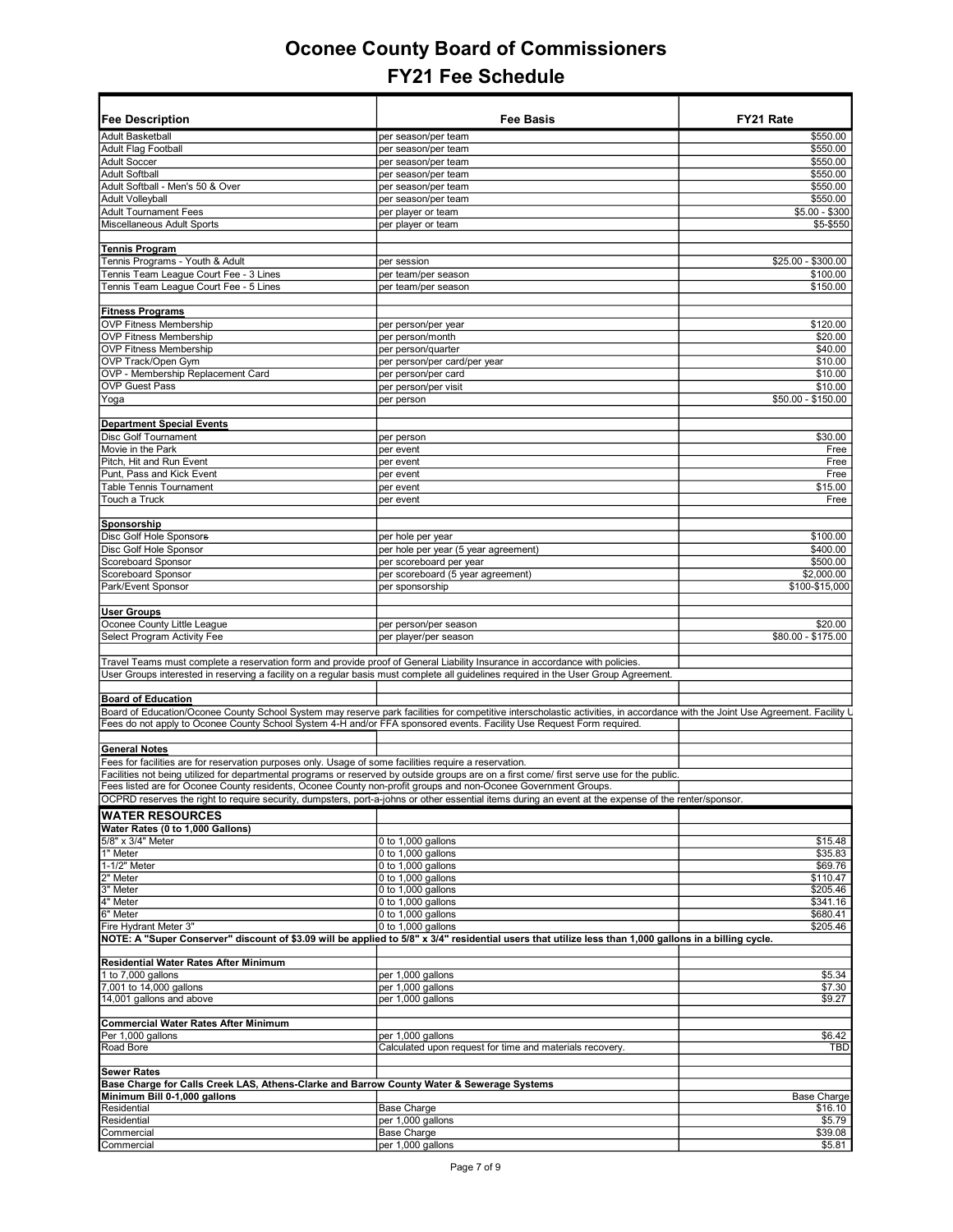# Oconee County Board of Commissioners
## FY21 Fee Schedule

| Fee Description | Fee Basis | FY21 Rate |
|---|---|---|
| Adult Basketball | per season/per team | $550.00 |
| Adult Flag Football | per season/per team | $550.00 |
| Adult Soccer | per season/per team | $550.00 |
| Adult Softball | per season/per team | $550.00 |
| Adult Softball - Men's 50 & Over | per season/per team | $550.00 |
| Adult Volleyball | per season/per team | $550.00 |
| Adult Tournament Fees | per player or team | $5.00 - $300 |
| Miscellaneous Adult Sports | per player or team | $5-$550 |
| | | |
| **Tennis Program** | | |
| Tennis Programs - Youth & Adult | per session | $25.00 - $300.00 |
| Tennis Team League Court Fee - 3 Lines | per team/per season | $100.00 |
| Tennis Team League Court Fee - 5 Lines | per team/per season | $150.00 |
| | | |
| **Fitness Programs** | | |
| OVP Fitness Membership | per person/per year | $120.00 |
| OVP Fitness Membership | per person/month | $20.00 |
| OVP Fitness Membership | per person/quarter | $40.00 |
| OVP Track/Open Gym | per person/per card/per year | $10.00 |
| OVP - Membership Replacement Card | per person/per card | $10.00 |
| OVP Guest Pass | per person/per visit | $10.00 |
| Yoga | per person | $50.00 - $150.00 |
| | | |
| **Department Special Events** | | |
| Disc Golf Tournament | per person | $30.00 |
| Movie in the Park | per event | Free |
| Pitch, Hit and Run Event | per event | Free |
| Punt, Pass and Kick Event | per event | Free |
| Table Tennis Tournament | per event | $15.00 |
| Touch a Truck | per event | Free |
| | | |
| **Sponsorship** | | |
| Disc Golf Hole Sponsors | per hole per year | $100.00 |
| Disc Golf Hole Sponsor | per hole per year (5 year agreement) | $400.00 |
| Scoreboard Sponsor | per scoreboard per year | $500.00 |
| Scoreboard Sponsor | per scoreboard (5 year agreement) | $2,000.00 |
| Park/Event Sponsor | per sponsorship | $100-$15,000 |
| | | |
| **User Groups** | | |
| Oconee County Little League | per person/per season | $20.00 |
| Select Program Activity Fee | per player/per season | $80.00 - $175.00 |
| | | |
| Travel Teams must complete a reservation form and provide proof of General Liability Insurance in accordance with policies. | | |
| User Groups interested in reserving a facility on a regular basis must complete all guidelines required in the User Group Agreement. | | |
| | | |
| **Board of Education** | | |
| Board of Education/Oconee County School System may reserve park facilities for competitive interscholastic activities, in accordance with the Joint Use Agreement. Facility U | | |
| Fees do not apply to Oconee County School System 4-H and/or FFA sponsored events. Facility Use Request Form required. | | |
| | | |
| **General Notes** | | |
| Fees for facilities are for reservation purposes only. Usage of some facilities require a reservation. | | |
| Facilities not being utilized for departmental programs or reserved by outside groups are on a first come/ first serve use for the public. | | |
| Fees listed are for Oconee County residents, Oconee County non-profit groups and non-Oconee Government Groups. | | |
| OCPRD reserves the right to require security, dumpsters, port-a-johns or other essential items during an event at the expense of the renter/sponsor. | | |
| **WATER RESOURCES** | | |
| **Water Rates (0 to 1,000 Gallons)** | | |
| 5/8" x 3/4" Meter | 0 to 1,000 gallons | $15.48 |
| 1" Meter | 0 to 1,000 gallons | $35.83 |
| 1-1/2" Meter | 0 to 1,000 gallons | $69.76 |
| 2" Meter | 0 to 1,000 gallons | $110.47 |
| 3" Meter | 0 to 1,000 gallons | $205.46 |
| 4" Meter | 0 to 1,000 gallons | $341.16 |
| 6" Meter | 0 to 1,000 gallons | $680.41 |
| Fire Hydrant Meter 3" | 0 to 1,000 gallons | $205.46 |
| **NOTE: A "Super Conserver" discount of $3.09 will be applied to 5/8" x 3/4" residential users that utilize less than 1,000 gallons in a billing cycle.** | | |
| | | |
| **Residential Water Rates After Minimum** | | |
| 1 to 7,000 gallons | per 1,000 gallons | $5.34 |
| 7,001 to 14,000 gallons | per 1,000 gallons | $7.30 |
| 14,001 gallons and above | per 1,000 gallons | $9.27 |
| | | |
| **Commercial Water Rates After Minimum** | | |
| Per 1,000 gallons | per 1,000 gallons | $6.42 |
| Road Bore | Calculated upon request for time and materials recovery. | TBD |
| | | |
| **Sewer Rates** | | |
| **Base Charge for Calls Creek LAS, Athens-Clarke and Barrow County Water & Sewerage Systems** | | |
| **Minimum Bill 0-1,000 gallons** | | Base Charge |
| Residential | Base Charge | $16.10 |
| Residential | per 1,000 gallons | $5.79 |
| Commercial | Base Charge | $39.08 |
| Commercial | per 1,000 gallons | $5.81 |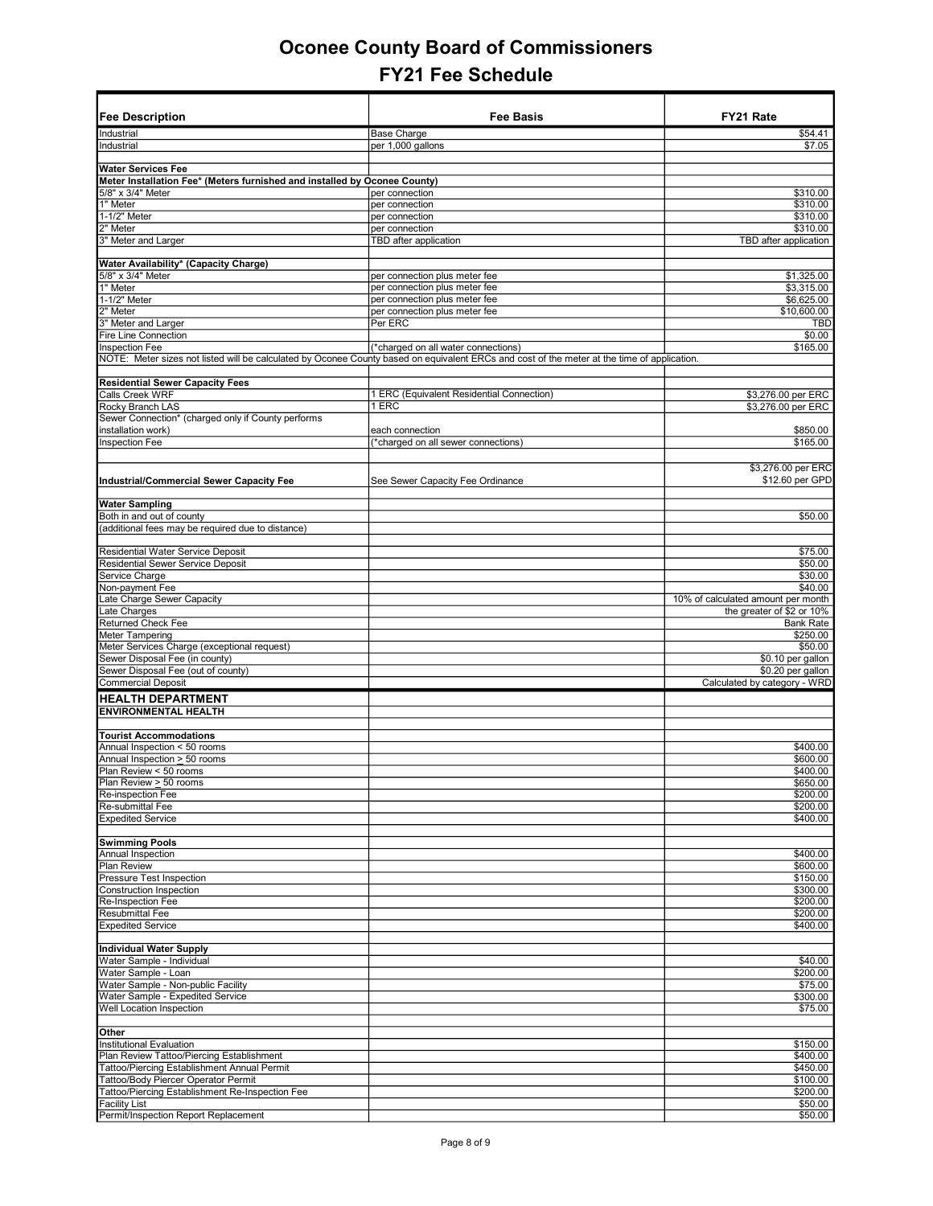# Oconee County Board of Commissioners

## FY21 Fee Schedule

| Fee Description | Fee Basis | FY21 Rate |
|---|---|---|
| Industrial | Base Charge | $54.41 |
| Industrial | per 1,000 gallons | $7.05 |
| | | |
| **Water Services Fee** | | |
| **Meter Installation Fee* (Meters furnished and installed by Oconee County)** | | |
| 5/8" x 3/4" Meter | per connection | $310.00 |
| 1" Meter | per connection | $310.00 |
| 1-1/2" Meter | per connection | $310.00 |
| 2" Meter | per connection | $310.00 |
| 3" Meter and Larger | TBD after application | TBD after application |
| | | |
| **Water Availability* (Capacity Charge)** | | |
| 5/8" x 3/4" Meter | per connection plus meter fee | $1,325.00 |
| 1" Meter | per connection plus meter fee | $3,315.00 |
| 1-1/2" Meter | per connection plus meter fee | $6,625.00 |
| 2" Meter | per connection plus meter fee | $10,600.00 |
| 3" Meter and Larger | Per ERC | TBD |
| Fire Line Connection | | $0.00 |
| Inspection Fee | (*charged on all water connections) | $165.00 |
| NOTE: Meter sizes not listed will be calculated by Oconee County based on equivalent ERCs and cost of the meter at the time of application. | | |
| | | |
| **Residential Sewer Capacity Fees** | | |
| Calls Creek WRF | 1 ERC (Equivalent Residential Connection) | $3,276.00 per ERC |
| Rocky Branch LAS | 1 ERC | $3,276.00 per ERC |
| Sewer Connection* (charged only if County performs installation work) | each connection | $850.00 |
| Inspection Fee | (*charged on all sewer connections) | $165.00 |
| | | |
| **Industrial/Commercial Sewer Capacity Fee** | See Sewer Capacity Fee Ordinance | $3,276.00 per ERC<br>$12.60 per GPD |
| | | |
| **Water Sampling** | | |
| Both in and out of county | | $50.00 |
| (additional fees may be required due to distance) | | |
| | | |
| Residential Water Service Deposit | | $75.00 |
| Residential Sewer Service Deposit | | $50.00 |
| Service Charge | | $30.00 |
| Non-payment Fee | | $40.00 |
| Late Charge Sewer Capacity | | 10% of calculated amount per month |
| Late Charges | | the greater of $2 or 10% |
| Returned Check Fee | | Bank Rate |
| Meter Tampering | | $250.00 |
| Meter Services Charge (exceptional request) | | $50.00 |
| Sewer Disposal Fee (in county) | | $0.10 per gallon |
| Sewer Disposal Fee (out of county) | | $0.20 per gallon |
| Commercial Deposit | | Calculated by category - WRD |
| **HEALTH DEPARTMENT** | | |
| **ENVIRONMENTAL HEALTH** | | |
| | | |
| **Tourist Accommodations** | | |
| Annual Inspection < 50 rooms | | $400.00 |
| Annual Inspection ≥ 50 rooms | | $600.00 |
| Plan Review < 50 rooms | | $400.00 |
| Plan Review ≥ 50 rooms | | $650.00 |
| Re-inspection Fee | | $200.00 |
| Re-submittal Fee | | $200.00 |
| Expedited Service | | $400.00 |
| | | |
| **Swimming Pools** | | |
| Annual Inspection | | $400.00 |
| Plan Review | | $600.00 |
| Pressure Test Inspection | | $150.00 |
| Construction Inspection | | $300.00 |
| Re-Inspection Fee | | $200.00 |
| Resubmittal Fee | | $200.00 |
| Expedited Service | | $400.00 |
| | | |
| **Individual Water Supply** | | |
| Water Sample - Individual | | $40.00 |
| Water Sample - Loan | | $200.00 |
| Water Sample - Non-public Facility | | $75.00 |
| Water Sample - Expedited Service | | $300.00 |
| Well Location Inspection | | $75.00 |
| | | |
| **Other** | | |
| Institutional Evaluation | | $150.00 |
| Plan Review Tattoo/Piercing Establishment | | $400.00 |
| Tattoo/Piercing Establishment Annual Permit | | $450.00 |
| Tattoo/Body Piercer Operator Permit | | $100.00 |
| Tattoo/Piercing Establishment Re-Inspection Fee | | $200.00 |
| Facility List | | $50.00 |
| Permit/Inspection Report Replacement | | $50.00 |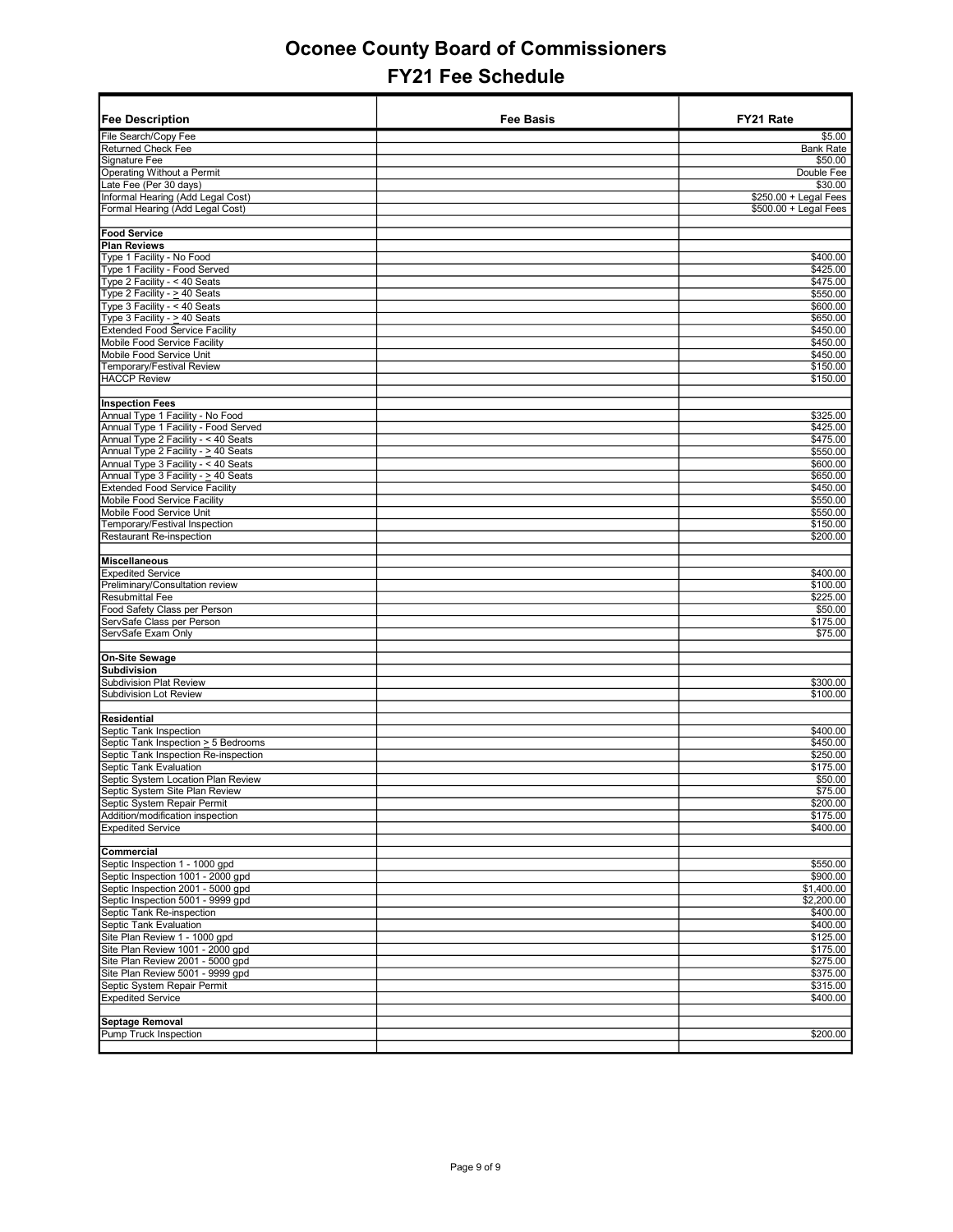# Oconee County Board of Commissioners

## FY21 Fee Schedule

| Fee Description | Fee Basis | FY21 Rate |
|---|---|---|
| File Search/Copy Fee | | $5.00 |
| Returned Check Fee | | Bank Rate |
| Signature Fee | | $50.00 |
| Operating Without a Permit | | Double Fee |
| Late Fee (Per 30 days) | | $30.00 |
| Informal Hearing (Add Legal Cost) | | $250.00 + Legal Fees |
| Formal Hearing (Add Legal Cost) | | $500.00 + Legal Fees |
| | | |
| **Food Service** | | |
| **Plan Reviews** | | |
| Type 1 Facility - No Food | | $400.00 |
| Type 1 Facility - Food Served | | $425.00 |
| Type 2 Facility - < 40 Seats | | $475.00 |
| Type 2 Facility - ≥ 40 Seats | | $550.00 |
| Type 3 Facility - < 40 Seats | | $600.00 |
| Type 3 Facility - ≥ 40 Seats | | $650.00 |
| Extended Food Service Facility | | $450.00 |
| Mobile Food Service Facility | | $450.00 |
| Mobile Food Service Unit | | $450.00 |
| Temporary/Festival Review | | $150.00 |
| HACCP Review | | $150.00 |
| | | |
| **Inspection Fees** | | |
| Annual Type 1 Facility - No Food | | $325.00 |
| Annual Type 1 Facility - Food Served | | $425.00 |
| Annual Type 2 Facility - < 40 Seats | | $475.00 |
| Annual Type 2 Facility - ≥ 40 Seats | | $550.00 |
| Annual Type 3 Facility - < 40 Seats | | $600.00 |
| Annual Type 3 Facility - ≥ 40 Seats | | $650.00 |
| Extended Food Service Facility | | $450.00 |
| Mobile Food Service Facility | | $550.00 |
| Mobile Food Service Unit | | $550.00 |
| Temporary/Festival Inspection | | $150.00 |
| Restaurant Re-inspection | | $200.00 |
| | | |
| **Miscellaneous** | | |
| Expedited Service | | $400.00 |
| Preliminary/Consultation review | | $100.00 |
| Resubmittal Fee | | $225.00 |
| Food Safety Class per Person | | $50.00 |
| ServSafe Class per Person | | $175.00 |
| ServSafe Exam Only | | $75.00 |
| | | |
| **On-Site Sewage** | | |
| **Subdivision** | | |
| Subdivision Plat Review | | $300.00 |
| Subdivision Lot Review | | $100.00 |
| | | |
| **Residential** | | |
| Septic Tank Inspection | | $400.00 |
| Septic Tank Inspection ≥ 5 Bedrooms | | $450.00 |
| Septic Tank Inspection Re-inspection | | $250.00 |
| Septic Tank Evaluation | | $175.00 |
| Septic System Location Plan Review | | $50.00 |
| Septic System Site Plan Review | | $75.00 |
| Septic System Repair Permit | | $200.00 |
| Addition/modification inspection | | $175.00 |
| Expedited Service | | $400.00 |
| | | |
| **Commercial** | | |
| Septic Inspection 1 - 1000 gpd | | $550.00 |
| Septic Inspection 1001 - 2000 gpd | | $900.00 |
| Septic Inspection 2001 - 5000 gpd | | $1,400.00 |
| Septic Inspection 5001 - 9999 gpd | | $2,200.00 |
| Septic Tank Re-inspection | | $400.00 |
| Septic Tank Evaluation | | $400.00 |
| Site Plan Review 1 - 1000 gpd | | $125.00 |
| Site Plan Review 1001 - 2000 gpd | | $175.00 |
| Site Plan Review 2001 - 5000 gpd | | $275.00 |
| Site Plan Review 5001 - 9999 gpd | | $375.00 |
| Septic System Repair Permit | | $315.00 |
| Expedited Service | | $400.00 |
| | | |
| **Septage Removal** | | |
| Pump Truck Inspection | | $200.00 |